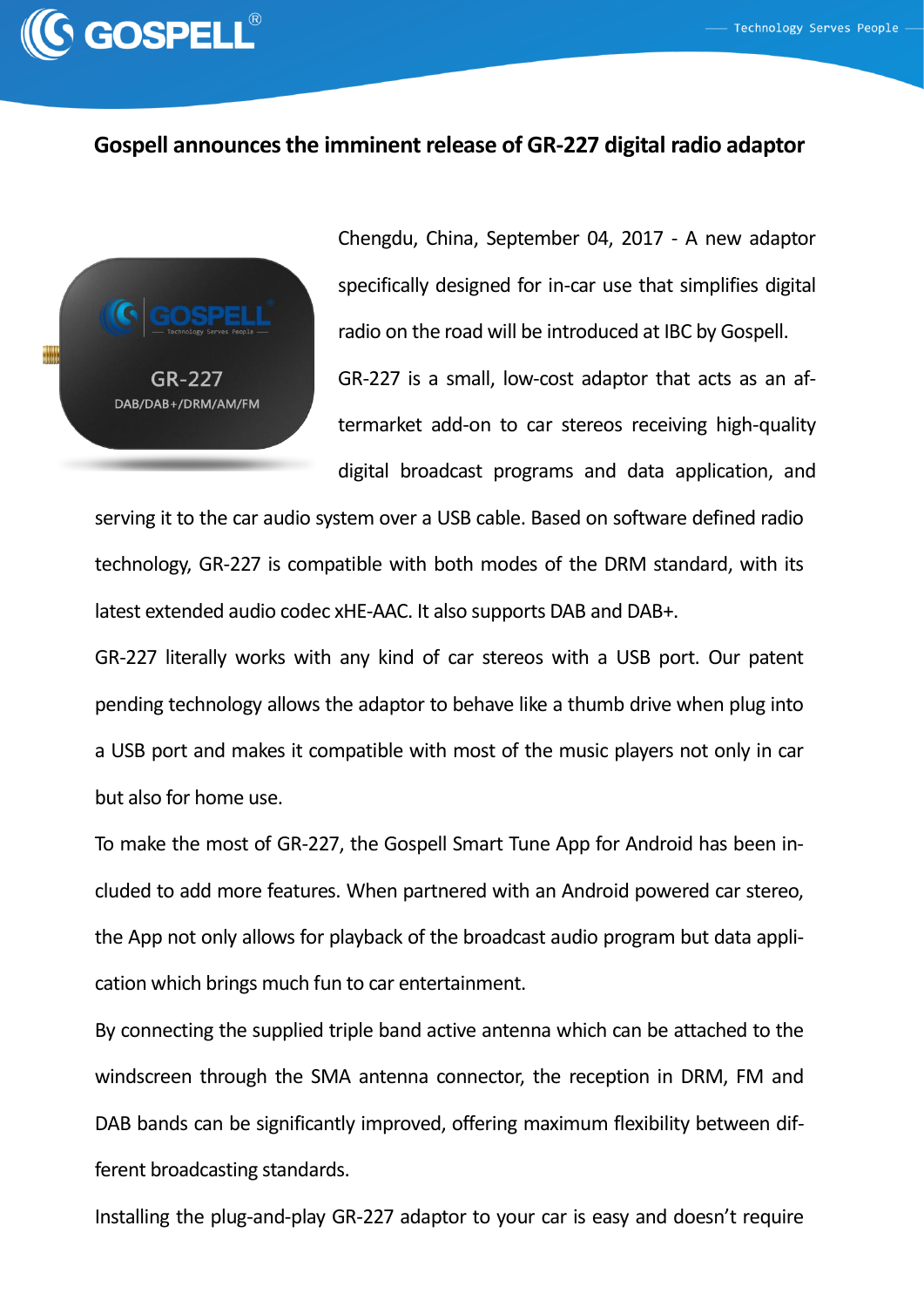# Gospell announces the imminent release of GR-227 digital radio adaptor

Chengdu, China, September 04, 2017 - A new adaptor specifically designed for in-car use that simplifies digital radio on the road will be introduced at IBC by Gospell.

GR-227 is a small, low-cost adaptor that acts as an aftermarket add-on to car stereos receiving high-quality digital broadcast programs and data application, and serving it to the car audio system over a USB cable. Based on software defined radio technology, GR-227 is compatible with both modes of the DRM standard, with its latest extended audio codec xHE-AAC. It also supports DAB and DAB+.

GR-227 literally works with any kind of car stereos with a USB port. Our patent pending technology allows the adaptor to behave like a thumb drive when plug into a USB port and makes it compatible with most of the music players not only in car but also for home use.

To make the most of GR-227, the Gospell Smart Tune App for Android has been included to add more features. When partnered with an Android powered car stereo, the App not only allows for playback of the broadcast audio program but data application which brings much fun to car entertainment.

By connecting the supplied triple band active antenna which can be attached to the windscreen through the SMA antenna connector, the reception in DRM, FM and DAB bands can be significantly improved, offering maximum flexibility between different broadcasting standards.

Installing the plug-and-play GR-227 adaptor to your car is easy and doesn't require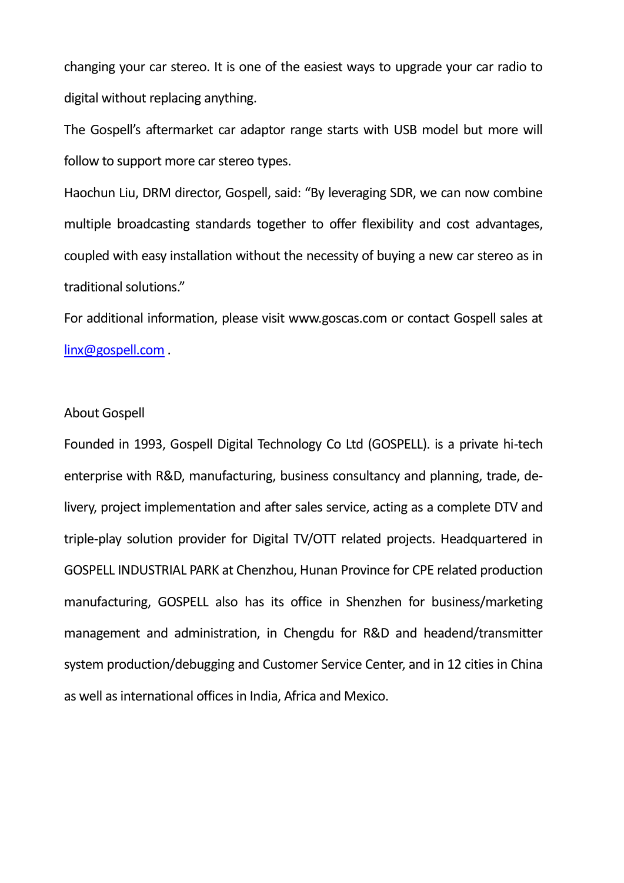changing your car stereo. It is one of the easiest ways to upgrade your car radio to digital without replacing anything.

The Gospell's aftermarket car adaptor range starts with USB model but more will follow to support more car stereo types.

Haochun Liu, DRM director, Gospell, said: "By leveraging SDR, we can now combine multiple broadcasting standards together to offer flexibility and cost advantages, coupled with easy installation without the necessity of buying a new car stereo as in traditional solutions."

For additional information, please visit www.goscas.com or contact Gospell sales at linx@gospell.com .

About Gospell

Founded in 1993, Gospell Digital Technology Co Ltd (GOSPELL). is a private hi-tech enterprise with R&D, manufacturing, business consultancy and planning, trade, delivery, project implementation and after sales service, acting as a complete DTV and triple-play solution provider for Digital TV/OTT related projects. Headquartered in GOSPELL INDUSTRIAL PARK at Chenzhou, Hunan Province for CPE related production manufacturing, GOSPELL also has its office in Shenzhen for business/marketing management and administration, in Chengdu for R&D and headend/transmitter system production/debugging and Customer Service Center, and in 12 cities in China as well as international offices in India, Africa and Mexico.